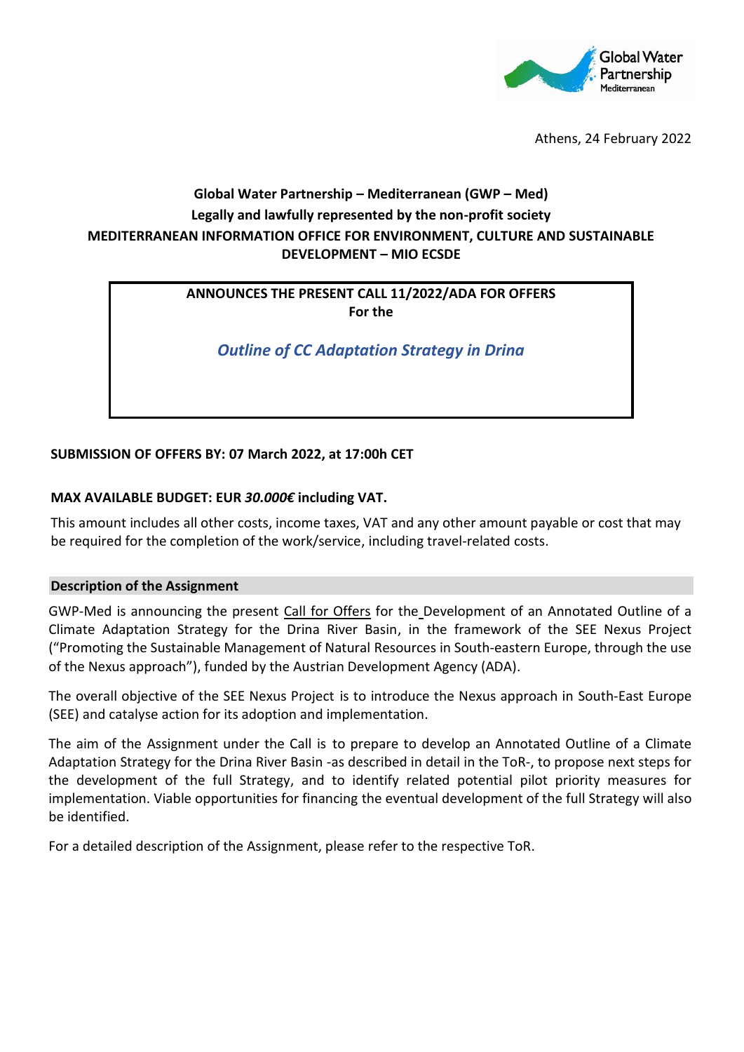Athens, 24 February 2022

**Global Water Partnership – Mediterranean (GWP – Med)**
**Legally and lawfully represented by the non-profit society**
**MEDITERRANEAN INFORMATION OFFICE FOR ENVIRONMENT, CULTURE AND SUSTAINABLE DEVELOPMENT – MIO ECSDE**

**ANNOUNCES THE PRESENT CALL 11/2022/ADA FOR OFFERS**
**For the**

***Outline of CC Adaptation Strategy in Drina***

**SUBMISSION OF OFFERS BY: 07 March 2022, at 17:00h CET**

**MAX AVAILABLE BUDGET: EUR *30.000€* including VAT.**

This amount includes all other costs, income taxes, VAT and any other amount payable or cost that may be required for the completion of the work/service, including travel-related costs.

## Description of the Assignment

GWP-Med is announcing the present Call for Offers for the Development of an Annotated Outline of a Climate Adaptation Strategy for the Drina River Basin, in the framework of the SEE Nexus Project ("Promoting the Sustainable Management of Natural Resources in South-eastern Europe, through the use of the Nexus approach"), funded by the Austrian Development Agency (ADA).

The overall objective of the SEE Nexus Project is to introduce the Nexus approach in South-East Europe (SEE) and catalyse action for its adoption and implementation.

The aim of the Assignment under the Call is to prepare to develop an Annotated Outline of a Climate Adaptation Strategy for the Drina River Basin -as described in detail in the ToR-, to propose next steps for the development of the full Strategy, and to identify related potential pilot priority measures for implementation. Viable opportunities for financing the eventual development of the full Strategy will also be identified.

For a detailed description of the Assignment, please refer to the respective ToR.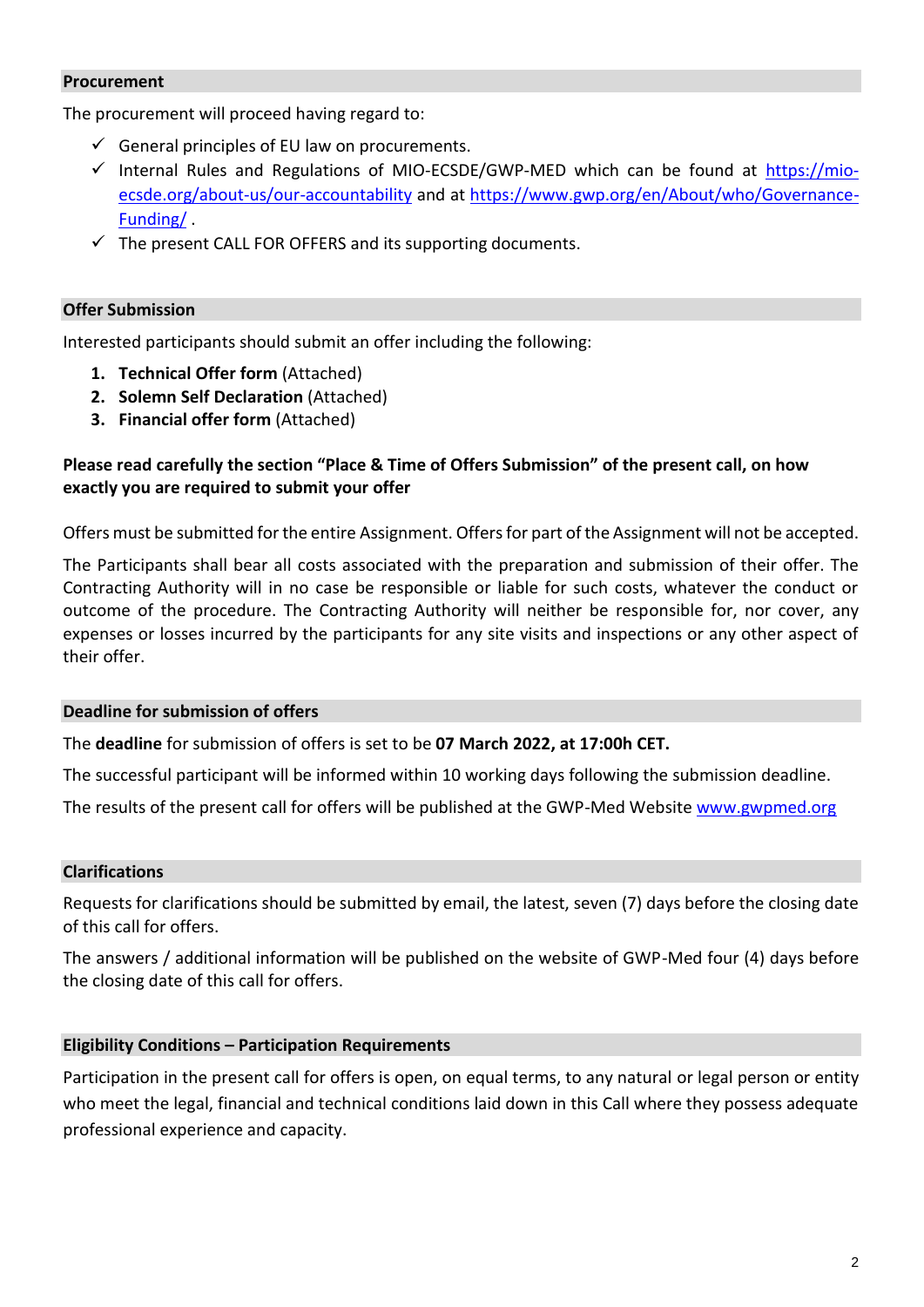## Procurement

The procurement will proceed having regard to:

- ✓ General principles of EU law on procurements.
- ✓ Internal Rules and Regulations of MIO-ECSDE/GWP-MED which can be found at [https://mio-ecsde.org/about-us/our-accountability](https://mio-ecsde.org/about-us/our-accountability) and at [https://www.gwp.org/en/About/who/Governance-Funding/](https://www.gwp.org/en/About/who/Governance-Funding/) .
- ✓ The present CALL FOR OFFERS and its supporting documents.

## Offer Submission

Interested participants should submit an offer including the following:

1. **Technical Offer form** (Attached)
2. **Solemn Self Declaration** (Attached)
3. **Financial offer form** (Attached)

**Please read carefully the section "Place & Time of Offers Submission" of the present call, on how exactly you are required to submit your offer**

Offers must be submitted for the entire Assignment. Offers for part of the Assignment will not be accepted.

The Participants shall bear all costs associated with the preparation and submission of their offer. The Contracting Authority will in no case be responsible or liable for such costs, whatever the conduct or outcome of the procedure. The Contracting Authority will neither be responsible for, nor cover, any expenses or losses incurred by the participants for any site visits and inspections or any other aspect of their offer.

## Deadline for submission of offers

The **deadline** for submission of offers is set to be **07 March 2022, at 17:00h CET.**

The successful participant will be informed within 10 working days following the submission deadline.

The results of the present call for offers will be published at the GWP-Med Website [www.gwpmed.org](http://www.gwpmed.org)

## Clarifications

Requests for clarifications should be submitted by email, the latest, seven (7) days before the closing date of this call for offers.

The answers / additional information will be published on the website of GWP-Med four (4) days before the closing date of this call for offers.

## Eligibility Conditions – Participation Requirements

Participation in the present call for offers is open, on equal terms, to any natural or legal person or entity who meet the legal, financial and technical conditions laid down in this Call where they possess adequate professional experience and capacity.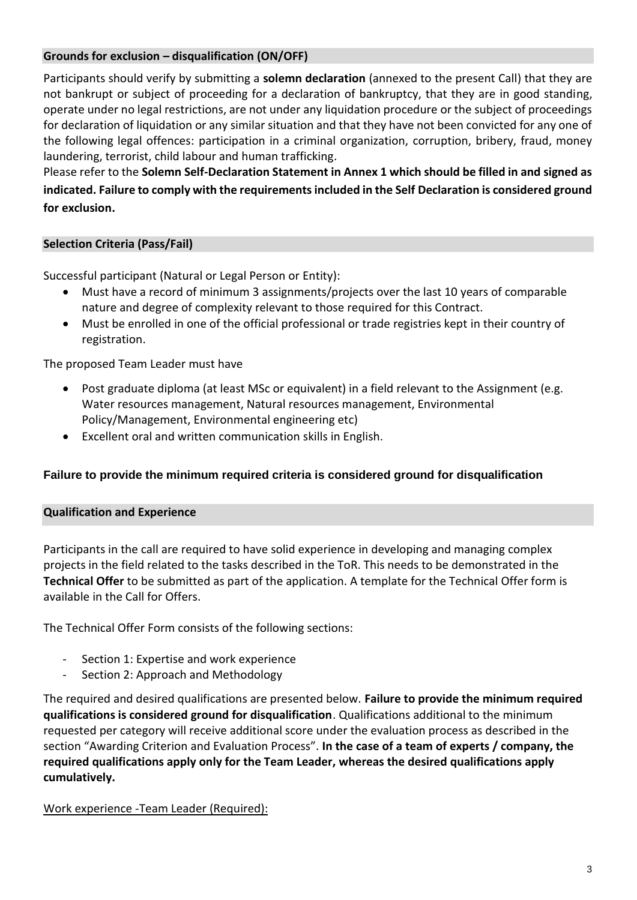### Grounds for exclusion – disqualification (ON/OFF)

Participants should verify by submitting a **solemn declaration** (annexed to the present Call) that they are not bankrupt or subject of proceeding for a declaration of bankruptcy, that they are in good standing, operate under no legal restrictions, are not under any liquidation procedure or the subject of proceedings for declaration of liquidation or any similar situation and that they have not been convicted for any one of the following legal offences: participation in a criminal organization, corruption, bribery, fraud, money laundering, terrorist, child labour and human trafficking.

Please refer to the **Solemn Self-Declaration Statement in Annex 1 which should be filled in and signed as indicated. Failure to comply with the requirements included in the Self Declaration is considered ground for exclusion.**

### Selection Criteria (Pass/Fail)

Successful participant (Natural or Legal Person or Entity):

- Must have a record of minimum 3 assignments/projects over the last 10 years of comparable nature and degree of complexity relevant to those required for this Contract.
- Must be enrolled in one of the official professional or trade registries kept in their country of registration.

The proposed Team Leader must have

- Post graduate diploma (at least MSc or equivalent) in a field relevant to the Assignment (e.g. Water resources management, Natural resources management, Environmental Policy/Management, Environmental engineering etc)
- Excellent oral and written communication skills in English.

**Failure to provide the minimum required criteria is considered ground for disqualification**

### Qualification and Experience

Participants in the call are required to have solid experience in developing and managing complex projects in the field related to the tasks described in the ToR. This needs to be demonstrated in the **Technical Offer** to be submitted as part of the application. A template for the Technical Offer form is available in the Call for Offers.

The Technical Offer Form consists of the following sections:

- Section 1: Expertise and work experience
- Section 2: Approach and Methodology

The required and desired qualifications are presented below. **Failure to provide the minimum required qualifications is considered ground for disqualification**. Qualifications additional to the minimum requested per category will receive additional score under the evaluation process as described in the section "Awarding Criterion and Evaluation Process". **In the case of a team of experts / company, the required qualifications apply only for the Team Leader, whereas the desired qualifications apply cumulatively.**

<u>Work experience -Team Leader (Required):</u>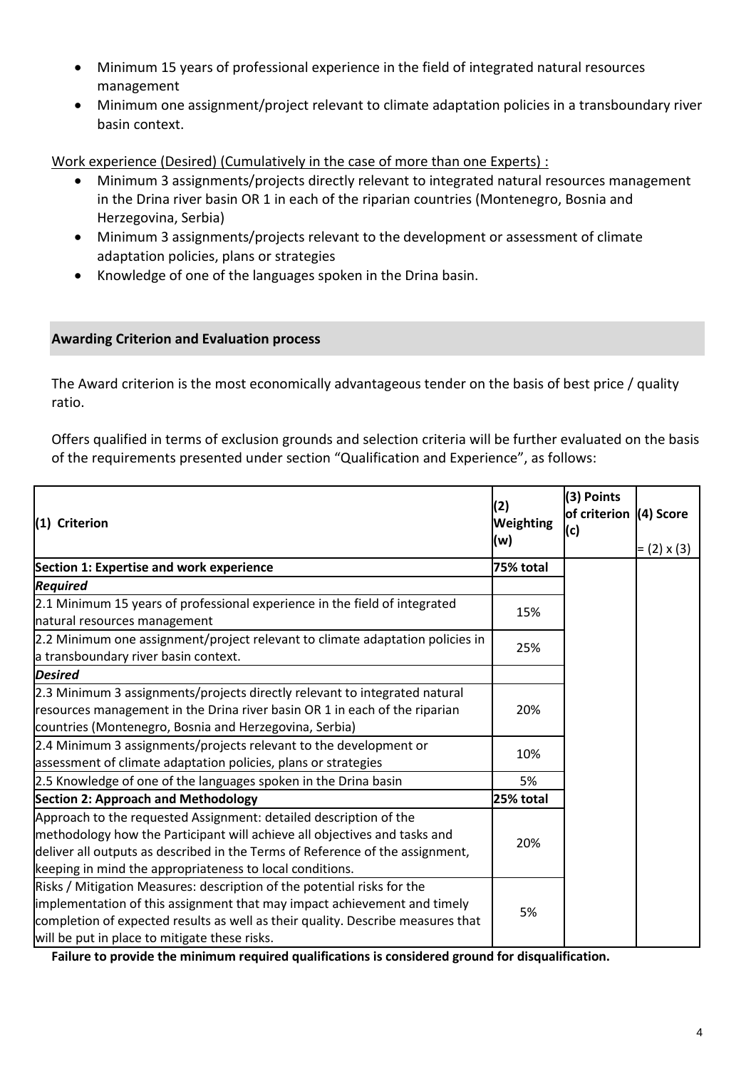- Minimum 15 years of professional experience in the field of integrated natural resources management
- Minimum one assignment/project relevant to climate adaptation policies in a transboundary river basin context.

Work experience (Desired) (Cumulatively in the case of more than one Experts) :

- Minimum 3 assignments/projects directly relevant to integrated natural resources management in the Drina river basin OR 1 in each of the riparian countries (Montenegro, Bosnia and Herzegovina, Serbia)
- Minimum 3 assignments/projects relevant to the development or assessment of climate adaptation policies, plans or strategies
- Knowledge of one of the languages spoken in the Drina basin.

## Awarding Criterion and Evaluation process

The Award criterion is the most economically advantageous tender on the basis of best price / quality ratio.

Offers qualified in terms of exclusion grounds and selection criteria will be further evaluated on the basis of the requirements presented under section "Qualification and Experience", as follows:

| (1) Criterion | (2) Weighting (w) | (3) Points of criterion (c) | (4) Score = (2) x (3) |
|---|---|---|---|
| **Section 1: Expertise and work experience** | **75% total** | | |
| ***Required*** | | | |
| 2.1 Minimum 15 years of professional experience in the field of integrated natural resources management | 15% | | |
| 2.2 Minimum one assignment/project relevant to climate adaptation policies in a transboundary river basin context. | 25% | | |
| ***Desired*** | | | |
| 2.3 Minimum 3 assignments/projects directly relevant to integrated natural resources management in the Drina river basin OR 1 in each of the riparian countries (Montenegro, Bosnia and Herzegovina, Serbia) | 20% | | |
| 2.4 Minimum 3 assignments/projects relevant to the development or assessment of climate adaptation policies, plans or strategies | 10% | | |
| 2.5 Knowledge of one of the languages spoken in the Drina basin | 5% | | |
| **Section 2: Approach and Methodology** | **25% total** | | |
| Approach to the requested Assignment: detailed description of the methodology how the Participant will achieve all objectives and tasks and deliver all outputs as described in the Terms of Reference of the assignment, keeping in mind the appropriateness to local conditions. | 20% | | |
| Risks / Mitigation Measures: description of the potential risks for the implementation of this assignment that may impact achievement and timely completion of expected results as well as their quality. Describe measures that will be put in place to mitigate these risks. | 5% | | |

**Failure to provide the minimum required qualifications is considered ground for disqualification.**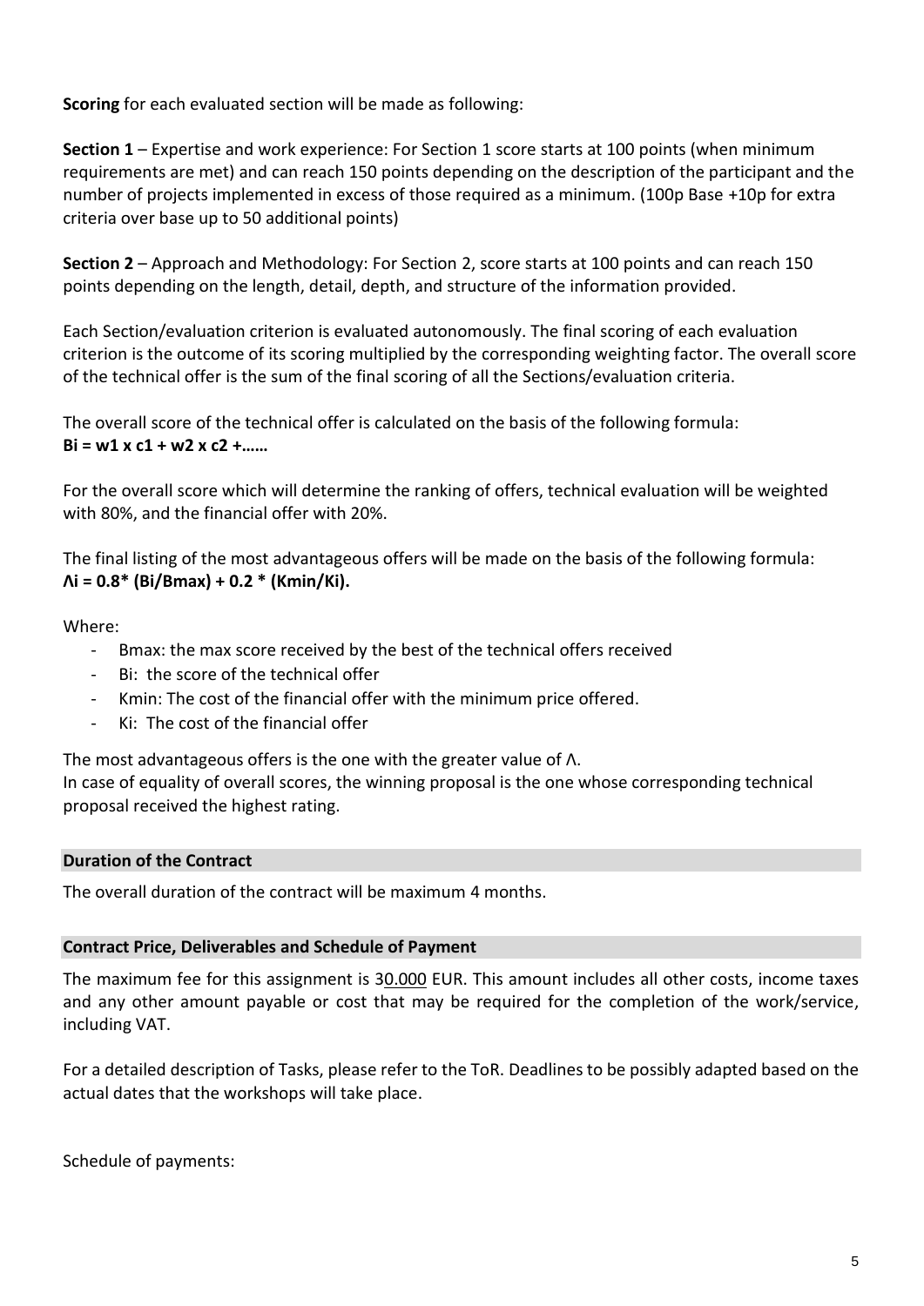**Scoring** for each evaluated section will be made as following:

**Section 1** – Expertise and work experience: For Section 1 score starts at 100 points (when minimum requirements are met) and can reach 150 points depending on the description of the participant and the number of projects implemented in excess of those required as a minimum. (100p Base +10p for extra criteria over base up to 50 additional points)

**Section 2** – Approach and Methodology: For Section 2, score starts at 100 points and can reach 150 points depending on the length, detail, depth, and structure of the information provided.

Each Section/evaluation criterion is evaluated autonomously. The final scoring of each evaluation criterion is the outcome of its scoring multiplied by the corresponding weighting factor. The overall score of the technical offer is the sum of the final scoring of all the Sections/evaluation criteria.

The overall score of the technical offer is calculated on the basis of the following formula:
**Bi = w1 x c1 + w2 x c2 +……**

For the overall score which will determine the ranking of offers, technical evaluation will be weighted with 80%, and the financial offer with 20%.

The final listing of the most advantageous offers will be made on the basis of the following formula:
**Λi = 0.8* (Bi/Bmax) + 0.2 * (Kmin/Ki).**

Where:

- Bmax: the max score received by the best of the technical offers received
- Bi: the score of the technical offer
- Kmin: The cost of the financial offer with the minimum price offered.
- Ki: The cost of the financial offer

The most advantageous offers is the one with the greater value of Λ.
In case of equality of overall scores, the winning proposal is the one whose corresponding technical proposal received the highest rating.

## Duration of the Contract

The overall duration of the contract will be maximum 4 months.

## Contract Price, Deliverables and Schedule of Payment

The maximum fee for this assignment is 30.000 EUR. This amount includes all other costs, income taxes and any other amount payable or cost that may be required for the completion of the work/service, including VAT.

For a detailed description of Tasks, please refer to the ToR. Deadlines to be possibly adapted based on the actual dates that the workshops will take place.

Schedule of payments: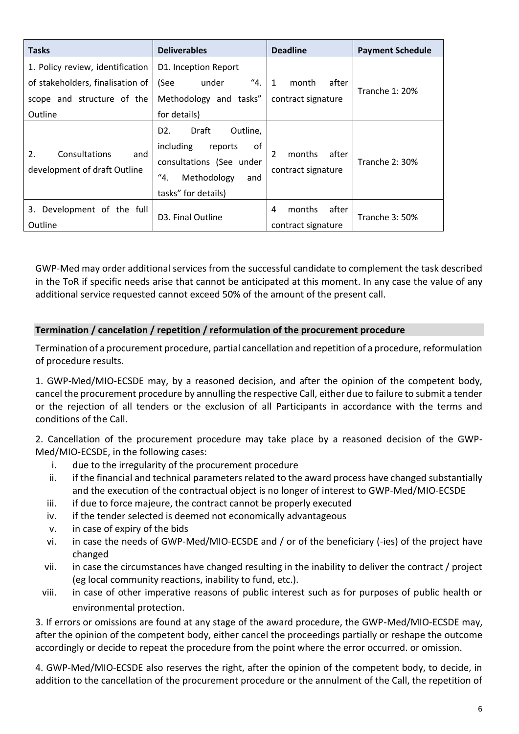| Tasks | Deliverables | Deadline | Payment Schedule |
|---|---|---|---|
| 1. Policy review, identification of stakeholders, finalisation of scope and structure of the Outline | D1. Inception Report (See under "4. Methodology and tasks" for details) | 1 month after contract signature | Tranche 1: 20% |
| 2. Consultations and development of draft Outline | D2. Draft Outline, including reports of consultations (See under "4. Methodology and tasks" for details) | 2 months after contract signature | Tranche 2: 30% |
| 3. Development of the full Outline | D3. Final Outline | 4 months after contract signature | Tranche 3: 50% |

GWP-Med may order additional services from the successful candidate to complement the task described in the ToR if specific needs arise that cannot be anticipated at this moment. In any case the value of any additional service requested cannot exceed 50% of the amount of the present call.

## Termination / cancelation / repetition / reformulation of the procurement procedure

Termination of a procurement procedure, partial cancellation and repetition of a procedure, reformulation of procedure results.

1. GWP-Med/MIO-ECSDE may, by a reasoned decision, and after the opinion of the competent body, cancel the procurement procedure by annulling the respective Call, either due to failure to submit a tender or the rejection of all tenders or the exclusion of all Participants in accordance with the terms and conditions of the Call.

2. Cancellation of the procurement procedure may take place by a reasoned decision of the GWP-Med/MIO-ECSDE, in the following cases:

   i. due to the irregularity of the procurement procedure
   ii. if the financial and technical parameters related to the award process have changed substantially and the execution of the contractual object is no longer of interest to GWP-Med/MIO-ECSDE
   iii. if due to force majeure, the contract cannot be properly executed
   iv. if the tender selected is deemed not economically advantageous
   v. in case of expiry of the bids
   vi. in case the needs of GWP-Med/MIO-ECSDE and / or of the beneficiary (-ies) of the project have changed
   vii. in case the circumstances have changed resulting in the inability to deliver the contract / project (eg local community reactions, inability to fund, etc.).
   viii. in case of other imperative reasons of public interest such as for purposes of public health or environmental protection.

3. If errors or omissions are found at any stage of the award procedure, the GWP-Med/MIO-ECSDE may, after the opinion of the competent body, either cancel the proceedings partially or reshape the outcome accordingly or decide to repeat the procedure from the point where the error occurred. or omission.

4. GWP-Med/MIO-ECSDE also reserves the right, after the opinion of the competent body, to decide, in addition to the cancellation of the procurement procedure or the annulment of the Call, the repetition of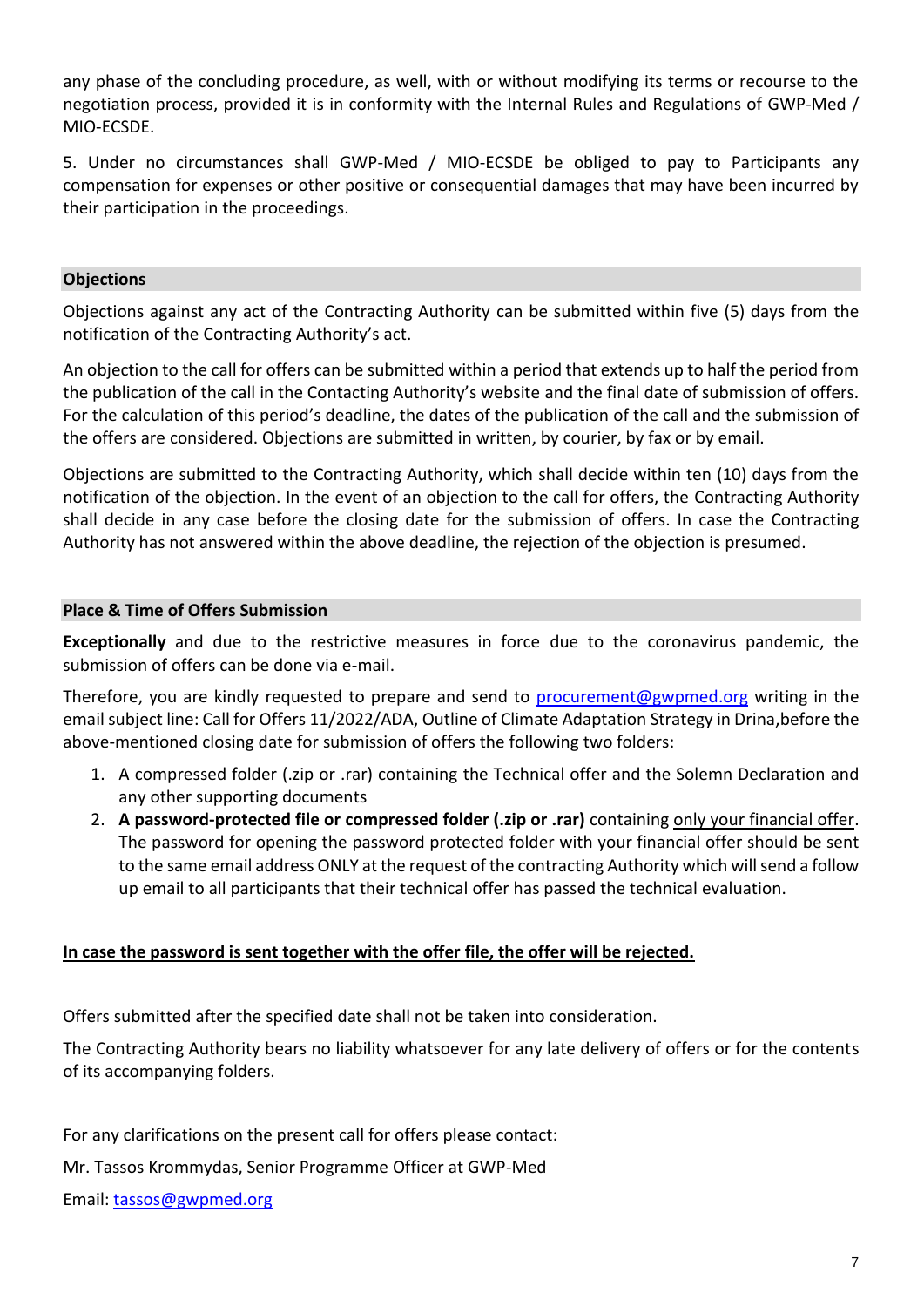any phase of the concluding procedure, as well, with or without modifying its terms or recourse to the negotiation process, provided it is in conformity with the Internal Rules and Regulations of GWP-Med / MIO-ECSDE.

5. Under no circumstances shall GWP-Med / MIO-ECSDE be obliged to pay to Participants any compensation for expenses or other positive or consequential damages that may have been incurred by their participation in the proceedings.

## Objections

Objections against any act of the Contracting Authority can be submitted within five (5) days from the notification of the Contracting Authority's act.

An objection to the call for offers can be submitted within a period that extends up to half the period from the publication of the call in the Contacting Authority's website and the final date of submission of offers. For the calculation of this period's deadline, the dates of the publication of the call and the submission of the offers are considered. Objections are submitted in written, by courier, by fax or by email.

Objections are submitted to the Contracting Authority, which shall decide within ten (10) days from the notification of the objection. In the event of an objection to the call for offers, the Contracting Authority shall decide in any case before the closing date for the submission of offers. In case the Contracting Authority has not answered within the above deadline, the rejection of the objection is presumed.

## Place & Time of Offers Submission

**Exceptionally** and due to the restrictive measures in force due to the coronavirus pandemic, the submission of offers can be done via e-mail.

Therefore, you are kindly requested to prepare and send to procurement@gwpmed.org writing in the email subject line: Call for Offers 11/2022/ADA, Outline of Climate Adaptation Strategy in Drina,before the above-mentioned closing date for submission of offers the following two folders:

1. A compressed folder (.zip or .rar) containing the Technical offer and the Solemn Declaration and any other supporting documents
2. **A password-protected file or compressed folder (.zip or .rar)** containing only your financial offer. The password for opening the password protected folder with your financial offer should be sent to the same email address ONLY at the request of the contracting Authority which will send a follow up email to all participants that their technical offer has passed the technical evaluation.

**In case the password is sent together with the offer file, the offer will be rejected.**

Offers submitted after the specified date shall not be taken into consideration.

The Contracting Authority bears no liability whatsoever for any late delivery of offers or for the contents of its accompanying folders.

For any clarifications on the present call for offers please contact:

Mr. Tassos Krommydas, Senior Programme Officer at GWP-Med

Email: tassos@gwpmed.org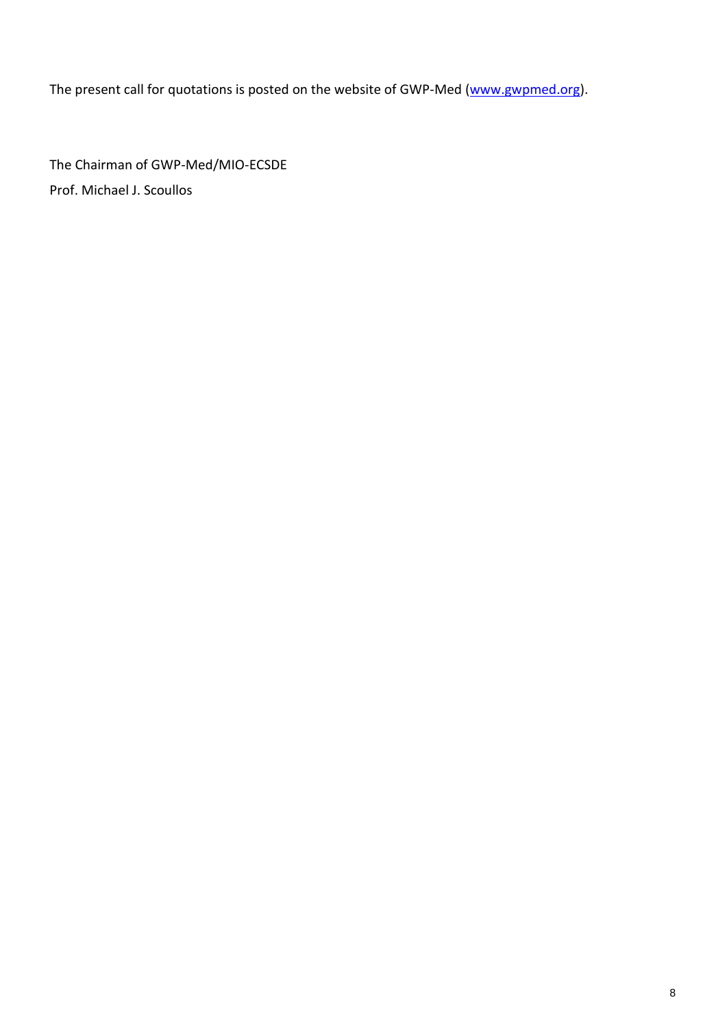The present call for quotations is posted on the website of GWP-Med ([www.gwpmed.org](http://www.gwpmed.org)).

The Chairman of GWP-Med/MIO-ECSDE
Prof. Michael J. Scoullos